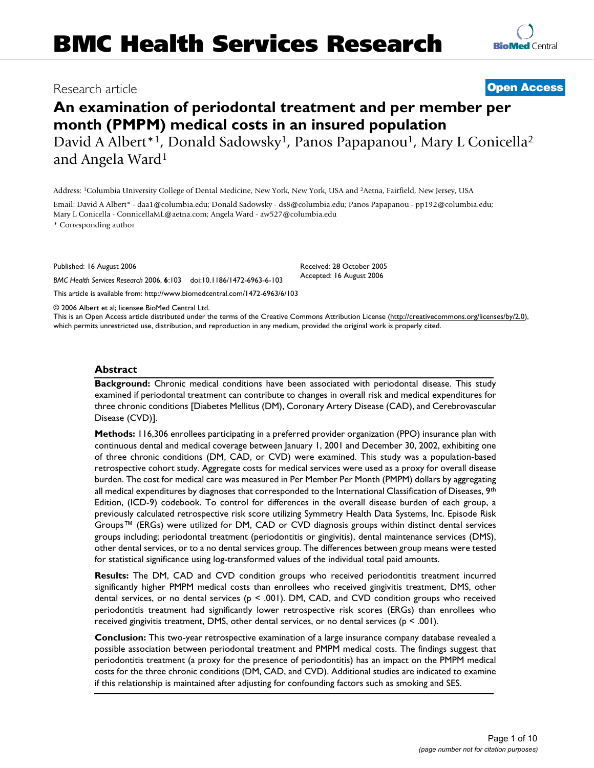# BMC Health Services Research

Research article **Open Access**

# An examination of periodontal treatment and per member per month (PMPM) medical costs in an insured population

David A Albert*[1], Donald Sadowsky[1], Panos Papapanou[1], Mary L Conicella[2] and Angela Ward[1]

Address: [1]Columbia University College of Dental Medicine, New York, New York, USA and [2]Aetna, Fairfield, New Jersey, USA

Email: David A Albert* - daa1@columbia.edu; Donald Sadowsky - ds8@columbia.edu; Panos Papapanou - pp192@columbia.edu; Mary L Conicella - ConnicellaML@aetna.com; Angela Ward - aw527@columbia.edu

\* Corresponding author

Published: 16 August 2006

*BMC Health Services Research* 2006, **6**:103 doi:10.1186/1472-6963-6-103

Received: 28 October 2005
Accepted: 16 August 2006

This article is available from: http://www.biomedcentral.com/1472-6963/6/103

© 2006 Albert et al; licensee BioMed Central Ltd.
This is an Open Access article distributed under the terms of the Creative Commons Attribution License (http://creativecommons.org/licenses/by/2.0), which permits unrestricted use, distribution, and reproduction in any medium, provided the original work is properly cited.

## Abstract

**Background:** Chronic medical conditions have been associated with periodontal disease. This study examined if periodontal treatment can contribute to changes in overall risk and medical expenditures for three chronic conditions [Diabetes Mellitus (DM), Coronary Artery Disease (CAD), and Cerebrovascular Disease (CVD)].

**Methods:** 116,306 enrollees participating in a preferred provider organization (PPO) insurance plan with continuous dental and medical coverage between January 1, 2001 and December 30, 2002, exhibiting one of three chronic conditions (DM, CAD, or CVD) were examined. This study was a population-based retrospective cohort study. Aggregate costs for medical services were used as a proxy for overall disease burden. The cost for medical care was measured in Per Member Per Month (PMPM) dollars by aggregating all medical expenditures by diagnoses that corresponded to the International Classification of Diseases, 9th Edition, (ICD-9) codebook. To control for differences in the overall disease burden of each group, a previously calculated retrospective risk score utilizing Symmetry Health Data Systems, Inc. Episode Risk Groups™ (ERGs) were utilized for DM, CAD or CVD diagnosis groups within distinct dental services groups including; periodontal treatment (periodontitis or gingivitis), dental maintenance services (DMS), other dental services, or to a no dental services group. The differences between group means were tested for statistical significance using log-transformed values of the individual total paid amounts.

**Results:** The DM, CAD and CVD condition groups who received periodontitis treatment incurred significantly higher PMPM medical costs than enrollees who received gingivitis treatment, DMS, other dental services, or no dental services ($p < .001$). DM, CAD, and CVD condition groups who received periodontitis treatment had significantly lower retrospective risk scores (ERGs) than enrollees who received gingivitis treatment, DMS, other dental services, or no dental services ($p < .001$).

**Conclusion:** This two-year retrospective examination of a large insurance company database revealed a possible association between periodontal treatment and PMPM medical costs. The findings suggest that periodontitis treatment (a proxy for the presence of periodontitis) has an impact on the PMPM medical costs for the three chronic conditions (DM, CAD, and CVD). Additional studies are indicated to examine if this relationship is maintained after adjusting for confounding factors such as smoking and SES.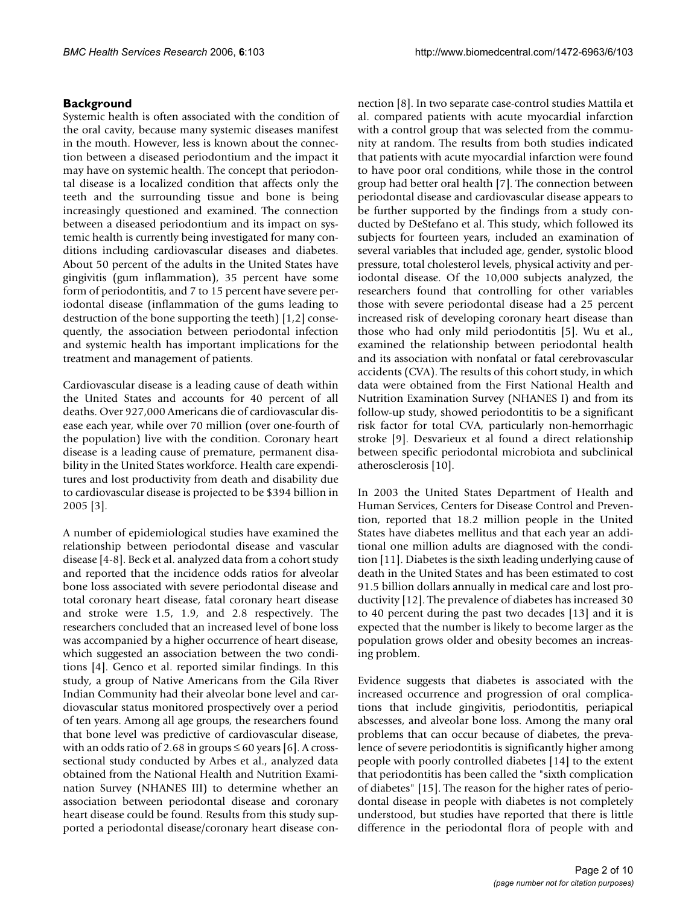## Background

Systemic health is often associated with the condition of the oral cavity, because many systemic diseases manifest in the mouth. However, less is known about the connection between a diseased periodontium and the impact it may have on systemic health. The concept that periodontal disease is a localized condition that affects only the teeth and the surrounding tissue and bone is being increasingly questioned and examined. The connection between a diseased periodontium and its impact on systemic health is currently being investigated for many conditions including cardiovascular diseases and diabetes. About 50 percent of the adults in the United States have gingivitis (gum inflammation), 35 percent have some form of periodontitis, and 7 to 15 percent have severe periodontal disease (inflammation of the gums leading to destruction of the bone supporting the teeth) [1,2] consequently, the association between periodontal infection and systemic health has important implications for the treatment and management of patients.

Cardiovascular disease is a leading cause of death within the United States and accounts for 40 percent of all deaths. Over 927,000 Americans die of cardiovascular disease each year, while over 70 million (over one-fourth of the population) live with the condition. Coronary heart disease is a leading cause of premature, permanent disability in the United States workforce. Health care expenditures and lost productivity from death and disability due to cardiovascular disease is projected to be $394 billion in 2005 [3].

A number of epidemiological studies have examined the relationship between periodontal disease and vascular disease [4-8]. Beck et al. analyzed data from a cohort study and reported that the incidence odds ratios for alveolar bone loss associated with severe periodontal disease and total coronary heart disease, fatal coronary heart disease and stroke were 1.5, 1.9, and 2.8 respectively. The researchers concluded that an increased level of bone loss was accompanied by a higher occurrence of heart disease, which suggested an association between the two conditions [4]. Genco et al. reported similar findings. In this study, a group of Native Americans from the Gila River Indian Community had their alveolar bone level and cardiovascular status monitored prospectively over a period of ten years. Among all age groups, the researchers found that bone level was predictive of cardiovascular disease, with an odds ratio of 2.68 in groups ≤ 60 years [6]. A cross-sectional study conducted by Arbes et al., analyzed data obtained from the National Health and Nutrition Examination Survey (NHANES III) to determine whether an association between periodontal disease and coronary heart disease could be found. Results from this study supported a periodontal disease/coronary heart disease connection [8]. In two separate case-control studies Mattila et al. compared patients with acute myocardial infarction with a control group that was selected from the community at random. The results from both studies indicated that patients with acute myocardial infarction were found to have poor oral conditions, while those in the control group had better oral health [7]. The connection between periodontal disease and cardiovascular disease appears to be further supported by the findings from a study conducted by DeStefano et al. This study, which followed its subjects for fourteen years, included an examination of several variables that included age, gender, systolic blood pressure, total cholesterol levels, physical activity and periodontal disease. Of the 10,000 subjects analyzed, the researchers found that controlling for other variables those with severe periodontal disease had a 25 percent increased risk of developing coronary heart disease than those who had only mild periodontitis [5]. Wu et al., examined the relationship between periodontal health and its association with nonfatal or fatal cerebrovascular accidents (CVA). The results of this cohort study, in which data were obtained from the First National Health and Nutrition Examination Survey (NHANES I) and from its follow-up study, showed periodontitis to be a significant risk factor for total CVA, particularly non-hemorrhagic stroke [9]. Desvarieux et al found a direct relationship between specific periodontal microbiota and subclinical atherosclerosis [10].

In 2003 the United States Department of Health and Human Services, Centers for Disease Control and Prevention, reported that 18.2 million people in the United States have diabetes mellitus and that each year an additional one million adults are diagnosed with the condition [11]. Diabetes is the sixth leading underlying cause of death in the United States and has been estimated to cost 91.5 billion dollars annually in medical care and lost productivity [12]. The prevalence of diabetes has increased 30 to 40 percent during the past two decades [13] and it is expected that the number is likely to become larger as the population grows older and obesity becomes an increasing problem.

Evidence suggests that diabetes is associated with the increased occurrence and progression of oral complications that include gingivitis, periodontitis, periapical abscesses, and alveolar bone loss. Among the many oral problems that can occur because of diabetes, the prevalence of severe periodontitis is significantly higher among people with poorly controlled diabetes [14] to the extent that periodontitis has been called the "sixth complication of diabetes" [15]. The reason for the higher rates of periodontal disease in people with diabetes is not completely understood, but studies have reported that there is little difference in the periodontal flora of people with and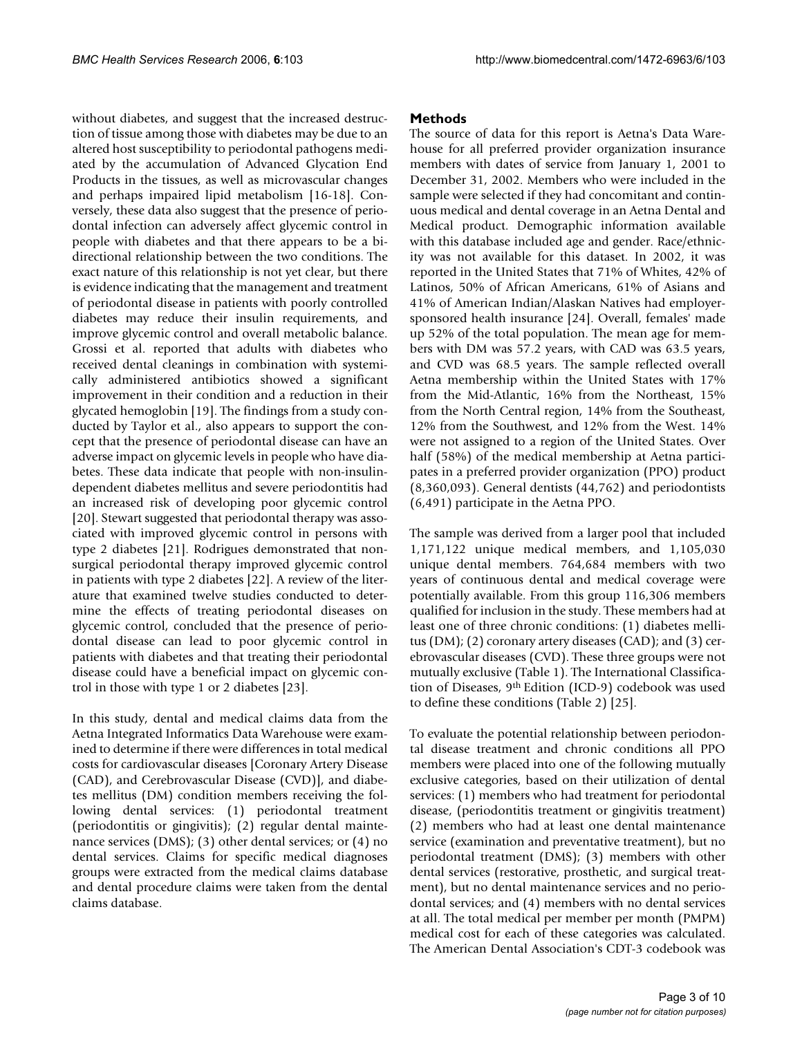without diabetes, and suggest that the increased destruction of tissue among those with diabetes may be due to an altered host susceptibility to periodontal pathogens mediated by the accumulation of Advanced Glycation End Products in the tissues, as well as microvascular changes and perhaps impaired lipid metabolism [16-18]. Conversely, these data also suggest that the presence of periodontal infection can adversely affect glycemic control in people with diabetes and that there appears to be a bi-directional relationship between the two conditions. The exact nature of this relationship is not yet clear, but there is evidence indicating that the management and treatment of periodontal disease in patients with poorly controlled diabetes may reduce their insulin requirements, and improve glycemic control and overall metabolic balance. Grossi et al. reported that adults with diabetes who received dental cleanings in combination with systemically administered antibiotics showed a significant improvement in their condition and a reduction in their glycated hemoglobin [19]. The findings from a study conducted by Taylor et al., also appears to support the concept that the presence of periodontal disease can have an adverse impact on glycemic levels in people who have diabetes. These data indicate that people with non-insulin-dependent diabetes mellitus and severe periodontitis had an increased risk of developing poor glycemic control [20]. Stewart suggested that periodontal therapy was associated with improved glycemic control in persons with type 2 diabetes [21]. Rodrigues demonstrated that non-surgical periodontal therapy improved glycemic control in patients with type 2 diabetes [22]. A review of the literature that examined twelve studies conducted to determine the effects of treating periodontal diseases on glycemic control, concluded that the presence of periodontal disease can lead to poor glycemic control in patients with diabetes and that treating their periodontal disease could have a beneficial impact on glycemic control in those with type 1 or 2 diabetes [23].

In this study, dental and medical claims data from the Aetna Integrated Informatics Data Warehouse were examined to determine if there were differences in total medical costs for cardiovascular diseases [Coronary Artery Disease (CAD), and Cerebrovascular Disease (CVD)], and diabetes mellitus (DM) condition members receiving the following dental services: (1) periodontal treatment (periodontitis or gingivitis); (2) regular dental maintenance services (DMS); (3) other dental services; or (4) no dental services. Claims for specific medical diagnoses groups were extracted from the medical claims database and dental procedure claims were taken from the dental claims database.

## Methods

The source of data for this report is Aetna's Data Warehouse for all preferred provider organization insurance members with dates of service from January 1, 2001 to December 31, 2002. Members who were included in the sample were selected if they had concomitant and continuous medical and dental coverage in an Aetna Dental and Medical product. Demographic information available with this database included age and gender. Race/ethnicity was not available for this dataset. In 2002, it was reported in the United States that 71% of Whites, 42% of Latinos, 50% of African Americans, 61% of Asians and 41% of American Indian/Alaskan Natives had employer-sponsored health insurance [24]. Overall, females' made up 52% of the total population. The mean age for members with DM was 57.2 years, with CAD was 63.5 years, and CVD was 68.5 years. The sample reflected overall Aetna membership within the United States with 17% from the Mid-Atlantic, 16% from the Northeast, 15% from the North Central region, 14% from the Southeast, 12% from the Southwest, and 12% from the West. 14% were not assigned to a region of the United States. Over half (58%) of the medical membership at Aetna participates in a preferred provider organization (PPO) product (8,360,093). General dentists (44,762) and periodontists (6,491) participate in the Aetna PPO.

The sample was derived from a larger pool that included 1,171,122 unique medical members, and 1,105,030 unique dental members. 764,684 members with two years of continuous dental and medical coverage were potentially available. From this group 116,306 members qualified for inclusion in the study. These members had at least one of three chronic conditions: (1) diabetes mellitus (DM); (2) coronary artery diseases (CAD); and (3) cerebrovascular diseases (CVD). These three groups were not mutually exclusive (Table 1). The International Classification of Diseases, 9th Edition (ICD-9) codebook was used to define these conditions (Table 2) [25].

To evaluate the potential relationship between periodontal disease treatment and chronic conditions all PPO members were placed into one of the following mutually exclusive categories, based on their utilization of dental services: (1) members who had treatment for periodontal disease, (periodontitis treatment or gingivitis treatment) (2) members who had at least one dental maintenance service (examination and preventative treatment), but no periodontal treatment (DMS); (3) members with other dental services (restorative, prosthetic, and surgical treatment), but no dental maintenance services and no periodontal services; and (4) members with no dental services at all. The total medical per member per month (PMPM) medical cost for each of these categories was calculated. The American Dental Association's CDT-3 codebook was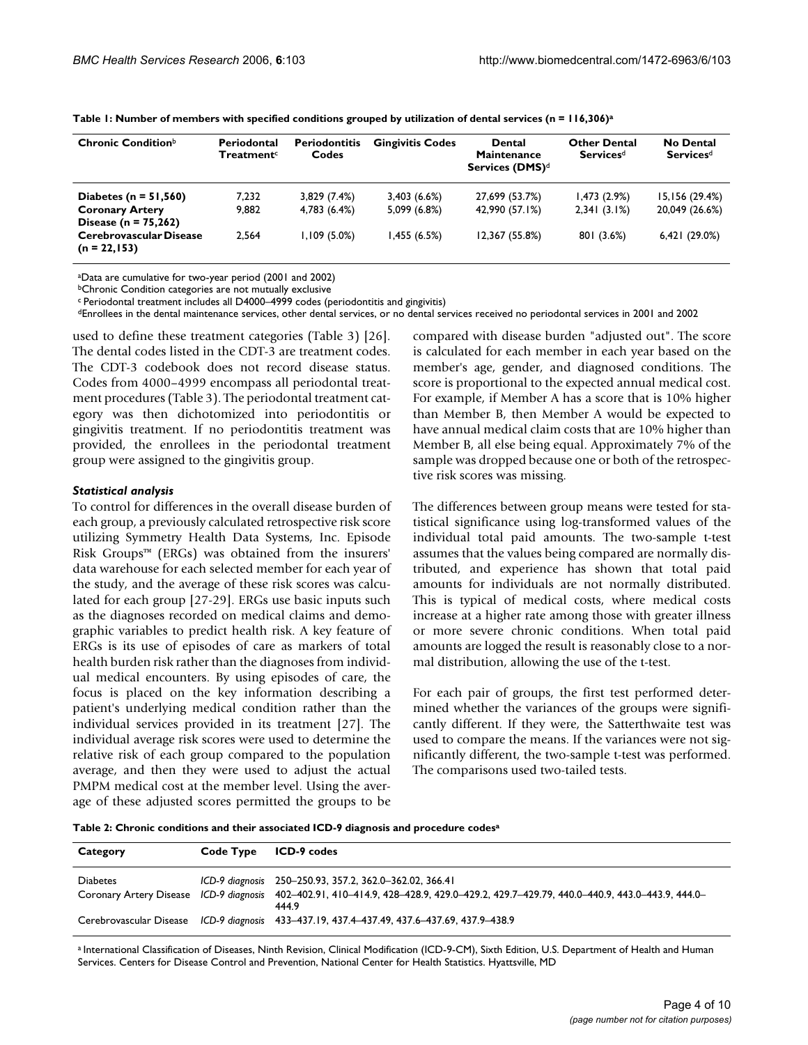**Table 1: Number of members with specified conditions grouped by utilization of dental services (n = 116,306)[a]**

| Chronic Condition[b] | Periodontal Treatment[c] | Periodontitis Codes | Gingivitis Codes | Dental Maintenance Services (DMS)[d] | Other Dental Services[d] | No Dental Services[d] |
|---|---|---|---|---|---|---|
| **Diabetes (n = 51,560)** | 7,232 | 3,829 (7.4%) | 3,403 (6.6%) | 27,699 (53.7%) | 1,473 (2.9%) | 15,156 (29.4%) |
| **Coronary Artery Disease (n = 75,262)** | 9,882 | 4,783 (6.4%) | 5,099 (6.8%) | 42,990 (57.1%) | 2,341 (3.1%) | 20,049 (26.6%) |
| **Cerebrovascular Disease (n = 22,153)** | 2,564 | 1,109 (5.0%) | 1,455 (6.5%) | 12,367 (55.8%) | 801 (3.6%) | 6,421 (29.0%) |

[a]Data are cumulative for two-year period (2001 and 2002)
[b]Chronic Condition categories are not mutually exclusive
[c] Periodontal treatment includes all D4000–4999 codes (periodontitis and gingivitis)
[d]Enrollees in the dental maintenance services, other dental services, or no dental services received no periodontal services in 2001 and 2002

used to define these treatment categories (Table 3) [26]. The dental codes listed in the CDT-3 are treatment codes. The CDT-3 codebook does not record disease status. Codes from 4000–4999 encompass all periodontal treatment procedures (Table 3). The periodontal treatment category was then dichotomized into periodontitis or gingivitis treatment. If no periodontitis treatment was provided, the enrollees in the periodontal treatment group were assigned to the gingivitis group.

### *Statistical analysis*

To control for differences in the overall disease burden of each group, a previously calculated retrospective risk score utilizing Symmetry Health Data Systems, Inc. Episode Risk Groups™ (ERGs) was obtained from the insurers' data warehouse for each selected member for each year of the study, and the average of these risk scores was calculated for each group [27-29]. ERGs use basic inputs such as the diagnoses recorded on medical claims and demographic variables to predict health risk. A key feature of ERGs is its use of episodes of care as markers of total health burden risk rather than the diagnoses from individual medical encounters. By using episodes of care, the focus is placed on the key information describing a patient's underlying medical condition rather than the individual services provided in its treatment [27]. The individual average risk scores were used to determine the relative risk of each group compared to the population average, and then they were used to adjust the actual PMPM medical cost at the member level. Using the average of these adjusted scores permitted the groups to be compared with disease burden "adjusted out". The score is calculated for each member in each year based on the member's age, gender, and diagnosed conditions. The score is proportional to the expected annual medical cost. For example, if Member A has a score that is 10% higher than Member B, then Member A would be expected to have annual medical claim costs that are 10% higher than Member B, all else being equal. Approximately 7% of the sample was dropped because one or both of the retrospective risk scores was missing.

The differences between group means were tested for statistical significance using log-transformed values of the individual total paid amounts. The two-sample t-test assumes that the values being compared are normally distributed, and experience has shown that total paid amounts for individuals are not normally distributed. This is typical of medical costs, where medical costs increase at a higher rate among those with greater illness or more severe chronic conditions. When total paid amounts are logged the result is reasonably close to a normal distribution, allowing the use of the t-test.

For each pair of groups, the first test performed determined whether the variances of the groups were significantly different. If they were, the Satterthwaite test was used to compare the means. If the variances were not significantly different, the two-sample t-test was performed. The comparisons used two-tailed tests.

**Table 2: Chronic conditions and their associated ICD-9 diagnosis and procedure codes[a]**

| Category | Code Type | ICD-9 codes |
|---|---|---|
| Diabetes | *ICD-9 diagnosis* | 250–250.93, 357.2, 362.0–362.02, 366.41 |
| Coronary Artery Disease | *ICD-9 diagnosis* | 402–402.91, 410–414.9, 428–428.9, 429.0–429.2, 429.7–429.79, 440.0–440.9, 443.0–443.9, 444.0–444.9 |
| Cerebrovascular Disease | *ICD-9 diagnosis* | 433–437.19, 437.4–437.49, 437.6–437.69, 437.9–438.9 |

[a] International Classification of Diseases, Ninth Revision, Clinical Modification (ICD-9-CM), Sixth Edition, U.S. Department of Health and Human Services. Centers for Disease Control and Prevention, National Center for Health Statistics. Hyattsville, MD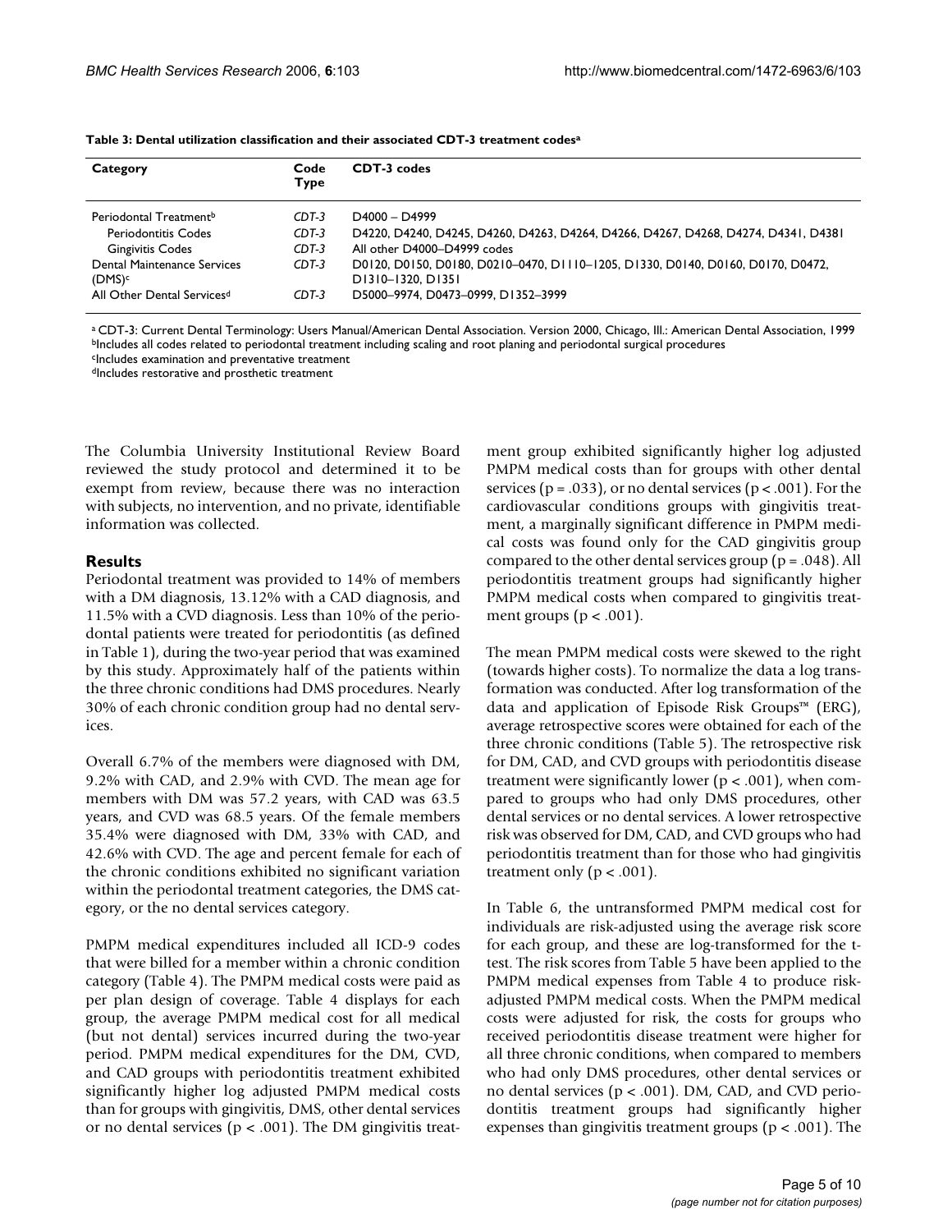**Table 3: Dental utilization classification and their associated CDT-3 treatment codes[a]**

| Category | Code Type | CDT-3 codes |
| --- | --- | --- |
| Periodontal Treatment[b] | CDT-3 | D4000 – D4999 |
| Periodontitis Codes | CDT-3 | D4220, D4240, D4245, D4260, D4263, D4264, D4266, D4267, D4268, D4274, D4341, D4381 |
| Gingivitis Codes | CDT-3 | All other D4000–D4999 codes |
| Dental Maintenance Services (DMS)[c] | CDT-3 | D0120, D0150, D0180, D0210–0470, D1110–1205, D1330, D0140, D0160, D0170, D0472, D1310–1320, D1351 |
| All Other Dental Services[d] | CDT-3 | D5000–9974, D0473–0999, D1352–3999 |

[a] CDT-3: Current Dental Terminology: Users Manual/American Dental Association. Version 2000, Chicago, Ill.: American Dental Association, 1999
[b] Includes all codes related to periodontal treatment including scaling and root planing and periodontal surgical procedures
[c] Includes examination and preventative treatment
[d] Includes restorative and prosthetic treatment

The Columbia University Institutional Review Board reviewed the study protocol and determined it to be exempt from review, because there was no interaction with subjects, no intervention, and no private, identifiable information was collected.

## Results

Periodontal treatment was provided to 14% of members with a DM diagnosis, 13.12% with a CAD diagnosis, and 11.5% with a CVD diagnosis. Less than 10% of the periodontal patients were treated for periodontitis (as defined in Table 1), during the two-year period that was examined by this study. Approximately half of the patients within the three chronic conditions had DMS procedures. Nearly 30% of each chronic condition group had no dental services.

Overall 6.7% of the members were diagnosed with DM, 9.2% with CAD, and 2.9% with CVD. The mean age for members with DM was 57.2 years, with CAD was 63.5 years, and CVD was 68.5 years. Of the female members 35.4% were diagnosed with DM, 33% with CAD, and 42.6% with CVD. The age and percent female for each of the chronic conditions exhibited no significant variation within the periodontal treatment categories, the DMS category, or the no dental services category.

PMPM medical expenditures included all ICD-9 codes that were billed for a member within a chronic condition category (Table 4). The PMPM medical costs were paid as per plan design of coverage. Table 4 displays for each group, the average PMPM medical cost for all medical (but not dental) services incurred during the two-year period. PMPM medical expenditures for the DM, CVD, and CAD groups with periodontitis treatment exhibited significantly higher log adjusted PMPM medical costs than for groups with gingivitis, DMS, other dental services or no dental services ($p < .001$). The DM gingivitis treatment group exhibited significantly higher log adjusted PMPM medical costs than for groups with other dental services ($p = .033$), or no dental services ($p < .001$). For the cardiovascular conditions groups with gingivitis treatment, a marginally significant difference in PMPM medical costs was found only for the CAD gingivitis group compared to the other dental services group ($p = .048$). All periodontitis treatment groups had significantly higher PMPM medical costs when compared to gingivitis treatment groups ($p < .001$).

The mean PMPM medical costs were skewed to the right (towards higher costs). To normalize the data a log transformation was conducted. After log transformation of the data and application of Episode Risk Groups™ (ERG), average retrospective scores were obtained for each of the three chronic conditions (Table 5). The retrospective risk for DM, CAD, and CVD groups with periodontitis disease treatment were significantly lower ($p < .001$), when compared to groups who had only DMS procedures, other dental services or no dental services. A lower retrospective risk was observed for DM, CAD, and CVD groups who had periodontitis treatment than for those who had gingivitis treatment only ($p < .001$).

In Table 6, the untransformed PMPM medical cost for individuals are risk-adjusted using the average risk score for each group, and these are log-transformed for the t-test. The risk scores from Table 5 have been applied to the PMPM medical expenses from Table 4 to produce risk-adjusted PMPM medical costs. When the PMPM medical costs were adjusted for risk, the costs for groups who received periodontitis disease treatment were higher for all three chronic conditions, when compared to members who had only DMS procedures, other dental services or no dental services ($p < .001$). DM, CAD, and CVD periodontitis treatment groups had significantly higher expenses than gingivitis treatment groups ($p < .001$). The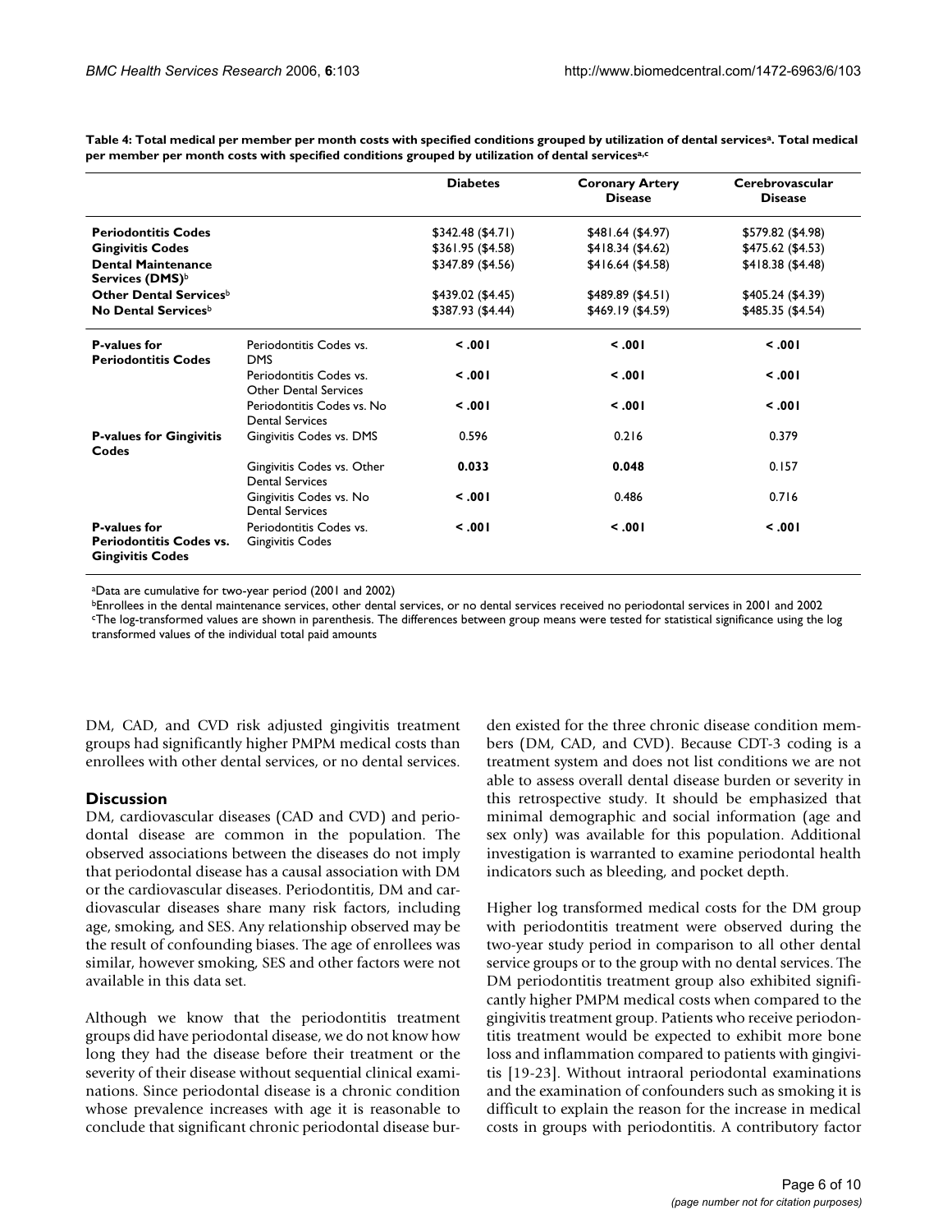**Table 4: Total medical per member per month costs with specified conditions grouped by utilization of dental services[a]. Total medical per member per month costs with specified conditions grouped by utilization of dental services[a,c]**

| | | Diabetes | Coronary Artery Disease | Cerebrovascular Disease |
|---|---|---|---|---|
| **Periodontitis Codes** | | \$342.48 (\$4.71) | \$481.64 (\$4.97) | \$579.82 (\$4.98) |
| **Gingivitis Codes** | | \$361.95 (\$4.58) | \$418.34 (\$4.62) | \$475.62 (\$4.53) |
| **Dental Maintenance Services (DMS)[b]** | | \$347.89 (\$4.56) | \$416.64 (\$4.58) | \$418.38 (\$4.48) |
| **Other Dental Services[b]** | | \$439.02 (\$4.45) | \$489.89 (\$4.51) | \$405.24 (\$4.39) |
| **No Dental Services[b]** | | \$387.93 (\$4.44) | \$469.19 (\$4.59) | \$485.35 (\$4.54) |
| **P-values for Periodontitis Codes** | Periodontitis Codes vs. DMS | **< .001** | **< .001** | **< .001** |
| | Periodontitis Codes vs. Other Dental Services | **< .001** | **< .001** | **< .001** |
| | Periodontitis Codes vs. No Dental Services | **< .001** | **< .001** | **< .001** |
| **P-values for Gingivitis Codes** | Gingivitis Codes vs. DMS | 0.596 | 0.216 | 0.379 |
| | Gingivitis Codes vs. Other Dental Services | **0.033** | **0.048** | 0.157 |
| | Gingivitis Codes vs. No Dental Services | **< .001** | 0.486 | 0.716 |
| **P-values for Periodontitis Codes vs. Gingivitis Codes** | Periodontitis Codes vs. Gingivitis Codes | **< .001** | **< .001** | **< .001** |

[a]Data are cumulative for two-year period (2001 and 2002)
[b]Enrollees in the dental maintenance services, other dental services, or no dental services received no periodontal services in 2001 and 2002
[c]The log-transformed values are shown in parenthesis. The differences between group means were tested for statistical significance using the log transformed values of the individual total paid amounts

DM, CAD, and CVD risk adjusted gingivitis treatment groups had significantly higher PMPM medical costs than enrollees with other dental services, or no dental services.

## Discussion

DM, cardiovascular diseases (CAD and CVD) and periodontal disease are common in the population. The observed associations between the diseases do not imply that periodontal disease has a causal association with DM or the cardiovascular diseases. Periodontitis, DM and cardiovascular diseases share many risk factors, including age, smoking, and SES. Any relationship observed may be the result of confounding biases. The age of enrollees was similar, however smoking, SES and other factors were not available in this data set.

Although we know that the periodontitis treatment groups did have periodontal disease, we do not know how long they had the disease before their treatment or the severity of their disease without sequential clinical examinations. Since periodontal disease is a chronic condition whose prevalence increases with age it is reasonable to conclude that significant chronic periodontal disease burden existed for the three chronic disease condition members (DM, CAD, and CVD). Because CDT-3 coding is a treatment system and does not list conditions we are not able to assess overall dental disease burden or severity in this retrospective study. It should be emphasized that minimal demographic and social information (age and sex only) was available for this population. Additional investigation is warranted to examine periodontal health indicators such as bleeding, and pocket depth.

Higher log transformed medical costs for the DM group with periodontitis treatment were observed during the two-year study period in comparison to all other dental service groups or to the group with no dental services. The DM periodontitis treatment group also exhibited significantly higher PMPM medical costs when compared to the gingivitis treatment group. Patients who receive periodontitis treatment would be expected to exhibit more bone loss and inflammation compared to patients with gingivitis [19-23]. Without intraoral periodontal examinations and the examination of confounders such as smoking it is difficult to explain the reason for the increase in medical costs in groups with periodontitis. A contributory factor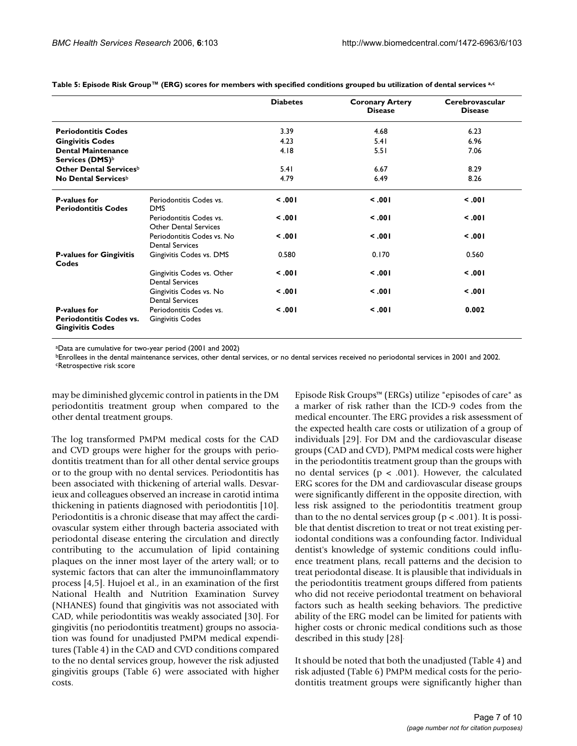**Table 5: Episode Risk Group™ (ERG) scores for members with specified conditions grouped bu utilization of dental services [a,c]**

| | | Diabetes | Coronary Artery Disease | Cerebrovascular Disease |
|---|---|---|---|---|
| **Periodontitis Codes** | | 3.39 | 4.68 | 6.23 |
| **Gingivitis Codes** | | 4.23 | 5.41 | 6.96 |
| **Dental Maintenance Services (DMS)**[b] | | 4.18 | 5.51 | 7.06 |
| **Other Dental Services**[b] | | 5.41 | 6.67 | 8.29 |
| **No Dental Services**[b] | | 4.79 | 6.49 | 8.26 |
| **P-values for Periodontitis Codes** | Periodontitis Codes vs. DMS | **< .001** | **< .001** | **< .001** |
| | Periodontitis Codes vs. Other Dental Services | **< .001** | **< .001** | **< .001** |
| | Periodontitis Codes vs. No Dental Services | **< .001** | **< .001** | **< .001** |
| **P-values for Gingivitis Codes** | Gingivitis Codes vs. DMS | 0.580 | 0.170 | 0.560 |
| | Gingivitis Codes vs. Other Dental Services | **< .001** | **< .001** | **< .001** |
| | Gingivitis Codes vs. No Dental Services | **< .001** | **< .001** | **< .001** |
| **P-values for Periodontitis Codes vs. Gingivitis Codes** | Periodontitis Codes vs. Gingivitis Codes | **< .001** | **< .001** | **0.002** |

[a]Data are cumulative for two-year period (2001 and 2002)
[b]Enrollees in the dental maintenance services, other dental services, or no dental services received no periodontal services in 2001 and 2002.
[c]Retrospective risk score

may be diminished glycemic control in patients in the DM periodontitis treatment group when compared to the other dental treatment groups.

The log transformed PMPM medical costs for the CAD and CVD groups were higher for the groups with periodontitis treatment than for all other dental service groups or to the group with no dental services. Periodontitis has been associated with thickening of arterial walls. Desvarieux and colleagues observed an increase in carotid intima thickening in patients diagnosed with periodontitis [10]. Periodontitis is a chronic disease that may affect the cardiovascular system either through bacteria associated with periodontal disease entering the circulation and directly contributing to the accumulation of lipid containing plaques on the inner most layer of the artery wall; or to systemic factors that can alter the immunoinflammatory process [4,5]. Hujoel et al., in an examination of the first National Health and Nutrition Examination Survey (NHANES) found that gingivitis was not associated with CAD, while periodontitis was weakly associated [30]. For gingivitis (no periodontitis treatment) groups no association was found for unadjusted PMPM medical expenditures (Table 4) in the CAD and CVD conditions compared to the no dental services group, however the risk adjusted gingivitis groups (Table 6) were associated with higher costs.

Episode Risk Groups™ (ERGs) utilize "episodes of care" as a marker of risk rather than the ICD-9 codes from the medical encounter. The ERG provides a risk assessment of the expected health care costs or utilization of a group of individuals [29]. For DM and the cardiovascular disease groups (CAD and CVD), PMPM medical costs were higher in the periodontitis treatment group than the groups with no dental services ($p < .001$). However, the calculated ERG scores for the DM and cardiovascular disease groups were significantly different in the opposite direction, with less risk assigned to the periodontitis treatment group than to the no dental services group ($p < .001$). It is possible that dentist discretion to treat or not treat existing periodontal conditions was a confounding factor. Individual dentist's knowledge of systemic conditions could influence treatment plans, recall patterns and the decision to treat periodontal disease. It is plausible that individuals in the periodontitis treatment groups differed from patients who did not receive periodontal treatment on behavioral factors such as health seeking behaviors. The predictive ability of the ERG model can be limited for patients with higher costs or chronic medical conditions such as those described in this study [28].

It should be noted that both the unadjusted (Table 4) and risk adjusted (Table 6) PMPM medical costs for the periodontitis treatment groups were significantly higher than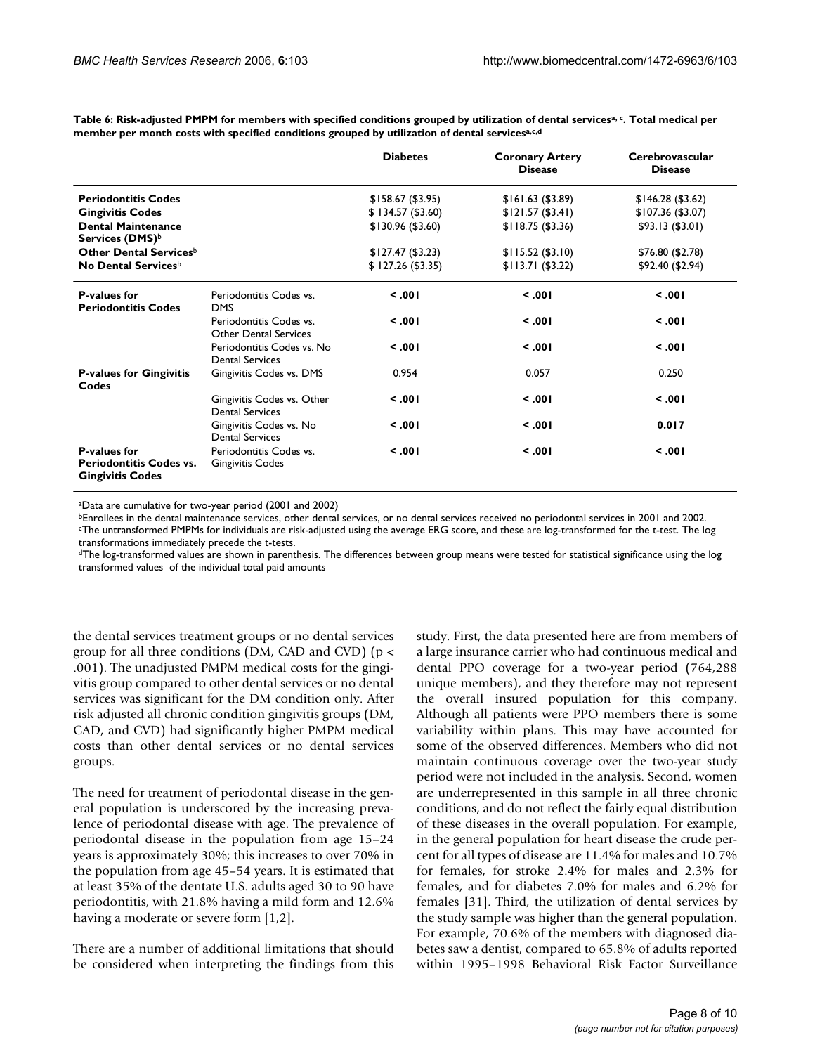**Table 6: Risk-adjusted PMPM for members with specified conditions grouped by utilization of dental services[a, c]. Total medical per member per month costs with specified conditions grouped by utilization of dental services[a,c,d]**

| | | Diabetes | Coronary Artery Disease | Cerebrovascular Disease |
|---|---|---|---|---|
| **Periodontitis Codes** | | $158.67 ($3.95) | $161.63 ($3.89) | $146.28 ($3.62) |
| **Gingivitis Codes** | | $ 134.57 ($3.60) | $121.57 ($3.41) | $107.36 ($3.07) |
| **Dental Maintenance Services (DMS)**[b] | | $130.96 ($3.60) | $118.75 ($3.36) | $93.13 ($3.01) |
| **Other Dental Services**[b] | | $127.47 ($3.23) | $115.52 ($3.10) | $76.80 ($2.78) |
| **No Dental Services**[b] | | $ 127.26 ($3.35) | $113.71 ($3.22) | $92.40 ($2.94) |
| **P-values for Periodontitis Codes** | Periodontitis Codes vs. DMS | **< .001** | **< .001** | **< .001** |
| | Periodontitis Codes vs. Other Dental Services | **< .001** | **< .001** | **< .001** |
| | Periodontitis Codes vs. No Dental Services | **< .001** | **< .001** | **< .001** |
| **P-values for Gingivitis Codes** | Gingivitis Codes vs. DMS | 0.954 | 0.057 | 0.250 |
| | Gingivitis Codes vs. Other Dental Services | **< .001** | **< .001** | **< .001** |
| | Gingivitis Codes vs. No Dental Services | **< .001** | **< .001** | **0.017** |
| **P-values for Periodontitis Codes vs. Gingivitis Codes** | Periodontitis Codes vs. Gingivitis Codes | **< .001** | **< .001** | **< .001** |

[a]Data are cumulative for two-year period (2001 and 2002)

[b]Enrollees in the dental maintenance services, other dental services, or no dental services received no periodontal services in 2001 and 2002.

[c]The untransformed PMPMs for individuals are risk-adjusted using the average ERG score, and these are log-transformed for the t-test. The log transformations immediately precede the t-tests.

[d]The log-transformed values are shown in parenthesis. The differences between group means were tested for statistical significance using the log transformed values of the individual total paid amounts

the dental services treatment groups or no dental services group for all three conditions (DM, CAD and CVD) ($p < .001$). The unadjusted PMPM medical costs for the gingivitis group compared to other dental services or no dental services was significant for the DM condition only. After risk adjusted all chronic condition gingivitis groups (DM, CAD, and CVD) had significantly higher PMPM medical costs than other dental services or no dental services groups.

The need for treatment of periodontal disease in the general population is underscored by the increasing prevalence of periodontal disease with age. The prevalence of periodontal disease in the population from age 15–24 years is approximately 30%; this increases to over 70% in the population from age 45–54 years. It is estimated that at least 35% of the dentate U.S. adults aged 30 to 90 have periodontitis, with 21.8% having a mild form and 12.6% having a moderate or severe form [1,2].

There are a number of additional limitations that should be considered when interpreting the findings from this study. First, the data presented here are from members of a large insurance carrier who had continuous medical and dental PPO coverage for a two-year period (764,288 unique members), and they therefore may not represent the overall insured population for this company. Although all patients were PPO members there is some variability within plans. This may have accounted for some of the observed differences. Members who did not maintain continuous coverage over the two-year study period were not included in the analysis. Second, women are underrepresented in this sample in all three chronic conditions, and do not reflect the fairly equal distribution of these diseases in the overall population. For example, in the general population for heart disease the crude percent for all types of disease are 11.4% for males and 10.7% for females, for stroke 2.4% for males and 2.3% for females, and for diabetes 7.0% for males and 6.2% for females [31]. Third, the utilization of dental services by the study sample was higher than the general population. For example, 70.6% of the members with diagnosed diabetes saw a dentist, compared to 65.8% of adults reported within 1995–1998 Behavioral Risk Factor Surveillance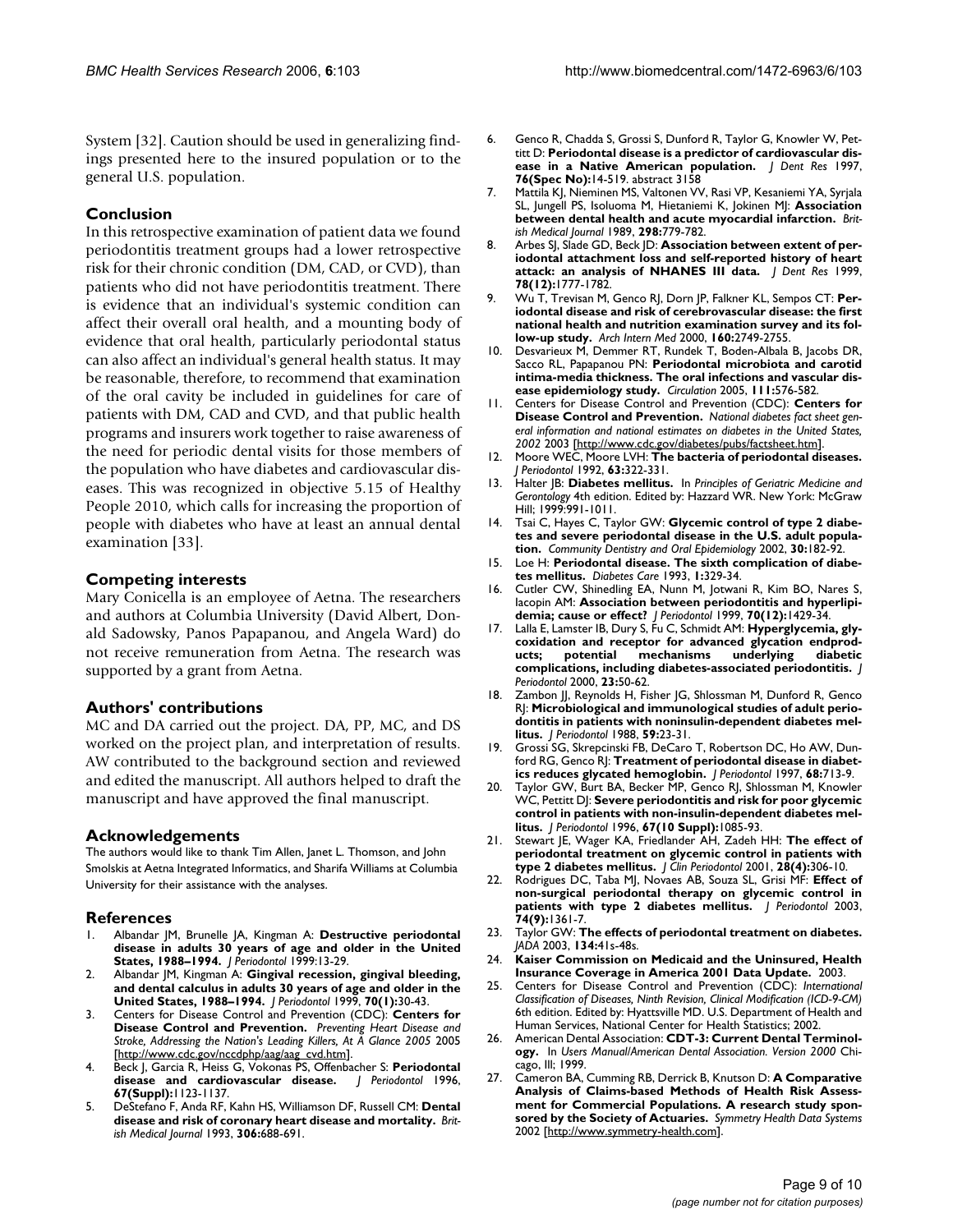System [32]. Caution should be used in generalizing findings presented here to the insured population or to the general U.S. population.

## Conclusion

In this retrospective examination of patient data we found periodontitis treatment groups had a lower retrospective risk for their chronic condition (DM, CAD, or CVD), than patients who did not have periodontitis treatment. There is evidence that an individual's systemic condition can affect their overall oral health, and a mounting body of evidence that oral health, particularly periodontal status can also affect an individual's general health status. It may be reasonable, therefore, to recommend that examination of the oral cavity be included in guidelines for care of patients with DM, CAD and CVD, and that public health programs and insurers work together to raise awareness of the need for periodic dental visits for those members of the population who have diabetes and cardiovascular diseases. This was recognized in objective 5.15 of Healthy People 2010, which calls for increasing the proportion of people with diabetes who have at least an annual dental examination [33].

## Competing interests

Mary Conicella is an employee of Aetna. The researchers and authors at Columbia University (David Albert, Donald Sadowsky, Panos Papapanou, and Angela Ward) do not receive remuneration from Aetna. The research was supported by a grant from Aetna.

## Authors' contributions

MC and DA carried out the project. DA, PP, MC, and DS worked on the project plan, and interpretation of results. AW contributed to the background section and reviewed and edited the manuscript. All authors helped to draft the manuscript and have approved the final manuscript.

## Acknowledgements

The authors would like to thank Tim Allen, Janet L. Thomson, and John Smolskis at Aetna Integrated Informatics, and Sharifa Williams at Columbia University for their assistance with the analyses.

## References

1. Albandar JM, Brunelle JA, Kingman A: **Destructive periodontal disease in adults 30 years of age and older in the United States, 1988–1994.** *J Periodontol* 1999:13-29.
2. Albandar JM, Kingman A: **Gingival recession, gingival bleeding, and dental calculus in adults 30 years of age and older in the United States, 1988–1994.** *J Periodontol* 1999, **70(1):**30-43.
3. Centers for Disease Control and Prevention (CDC): **Centers for Disease Control and Prevention.** *Preventing Heart Disease and Stroke, Addressing the Nation's Leading Killers, At A Glance 2005* 2005 [http://www.cdc.gov/nccdphp/aag/aag_cvd.htm].
4. Beck J, Garcia R, Heiss G, Vokonas PS, Offenbacher S: **Periodontal disease and cardiovascular disease.** *J Periodontol* 1996, **67(Suppl):**1123-1137.
5. DeStefano F, Anda RF, Kahn HS, Williamson DF, Russell CM: **Dental disease and risk of coronary heart disease and mortality.** *British Medical Journal* 1993, **306:**688-691.
6. Genco R, Chadda S, Grossi S, Dunford R, Taylor G, Knowler W, Pettitt D: **Periodontal disease is a predictor of cardiovascular disease in a Native American population.** *J Dent Res* 1997, **76(Spec No):**14-519. abstract 3158
7. Mattila KJ, Nieminen MS, Valtonen VV, Rasi VP, Kesaniemi YA, Syrjala SL, Jungell PS, Isoluoma M, Hietaniemi K, Jokinen MJ: **Association between dental health and acute myocardial infarction.** *British Medical Journal* 1989, **298:**779-782.
8. Arbes SJ, Slade GD, Beck JD: **Association between extent of periodontal attachment loss and self-reported history of heart attack: an analysis of NHANES III data.** *J Dent Res* 1999, **78(12):**1777-1782.
9. Wu T, Trevisan M, Genco RJ, Dorn JP, Falkner KL, Sempos CT: **Periodontal disease and risk of cerebrovascular disease: the first national health and nutrition examination survey and its follow-up study.** *Arch Intern Med* 2000, **160:**2749-2755.
10. Desvarieux M, Demmer RT, Rundek T, Boden-Albala B, Jacobs DR, Sacco RL, Papapanou PN: **Periodontal microbiota and carotid intima-media thickness. The oral infections and vascular disease epidemiology study.** *Circulation* 2005, **111:**576-582.
11. Centers for Disease Control and Prevention (CDC): **Centers for Disease Control and Prevention.** *National diabetes fact sheet general information and national estimates on diabetes in the United States, 2002* 2003 [http://www.cdc.gov/diabetes/pubs/factsheet.htm].
12. Moore WEC, Moore LVH: **The bacteria of periodontal diseases.** *J Periodontol* 1992, **63:**322-331.
13. Halter JB: **Diabetes mellitus.** In *Principles of Geriatric Medicine and Gerontology* 4th edition. Edited by: Hazzard WR. New York: McGraw Hill; 1999:991-1011.
14. Tsai C, Hayes C, Taylor GW: **Glycemic control of type 2 diabetes and severe periodontal disease in the U.S. adult population.** *Community Dentistry and Oral Epidemiology* 2002, **30:**182-92.
15. Loe H: **Periodontal disease. The sixth complication of diabetes mellitus.** *Diabetes Care* 1993, **1:**329-34.
16. Cutler CW, Shinedling EA, Nunn M, Jotwani R, Kim BO, Nares S, Iacopin AM: **Association between periodontitis and hyperlipidemia; cause or effect?** *J Periodontol* 1999, **70(12):**1429-34.
17. Lalla E, Lamster IB, Dury S, Fu C, Schmidt AM: **Hyperglycemia, glycoxidation and receptor for advanced glycation endproducts; potential mechanisms underlying diabetic complications, including diabetes-associated periodontitis.** *J Periodontol* 2000, **23:**50-62.
18. Zambon JJ, Reynolds H, Fisher JG, Shlossman M, Dunford R, Genco RJ: **Microbiological and immunological studies of adult periodontitis in patients with noninsulin-dependent diabetes mellitus.** *J Periodontol* 1988, **59:**23-31.
19. Grossi SG, Skrepcinski FB, DeCaro T, Robertson DC, Ho AW, Dunford RG, Genco RJ: **Treatment of periodontal disease in diabetics reduces glycated hemoglobin.** *J Periodontol* 1997, **68:**713-9.
20. Taylor GW, Burt BA, Becker MP, Genco RJ, Shlossman M, Knowler WC, Pettitt DJ: **Severe periodontitis and risk for poor glycemic control in patients with non-insulin-dependent diabetes mellitus.** *J Periodontol* 1996, **67(10 Suppl):**1085-93.
21. Stewart JE, Wager KA, Friedlander AH, Zadeh HH: **The effect of periodontal treatment on glycemic control in patients with type 2 diabetes mellitus.** *J Clin Periodontol* 2001, **28(4):**306-10.
22. Rodrigues DC, Taba MJ, Novaes AB, Souza SL, Grisi MF: **Effect of non-surgical periodontal therapy on glycemic control in patients with type 2 diabetes mellitus.** *J Periodontol* 2003, **74(9):**1361-7.
23. Taylor GW: **The effects of periodontal treatment on diabetes.** *JADA* 2003, **134:**41s-48s.
24. **Kaiser Commission on Medicaid and the Uninsured, Health Insurance Coverage in America 2001 Data Update.** 2003.
25. Centers for Disease Control and Prevention (CDC): *International Classification of Diseases, Ninth Revision, Clinical Modification (ICD-9-CM)* 6th edition. Edited by: Hyattsville MD. U.S. Department of Health and Human Services, National Center for Health Statistics; 2002.
26. American Dental Association: **CDT-3: Current Dental Terminology.** In *Users Manual/American Dental Association. Version 2000* Chicago, Ill; 1999.
27. Cameron BA, Cumming RB, Derrick B, Knutson D: **A Comparative Analysis of Claims-based Methods of Health Risk Assessment for Commercial Populations. A research study sponsored by the Society of Actuaries.** *Symmetry Health Data Systems* 2002 [http://www.symmetry-health.com].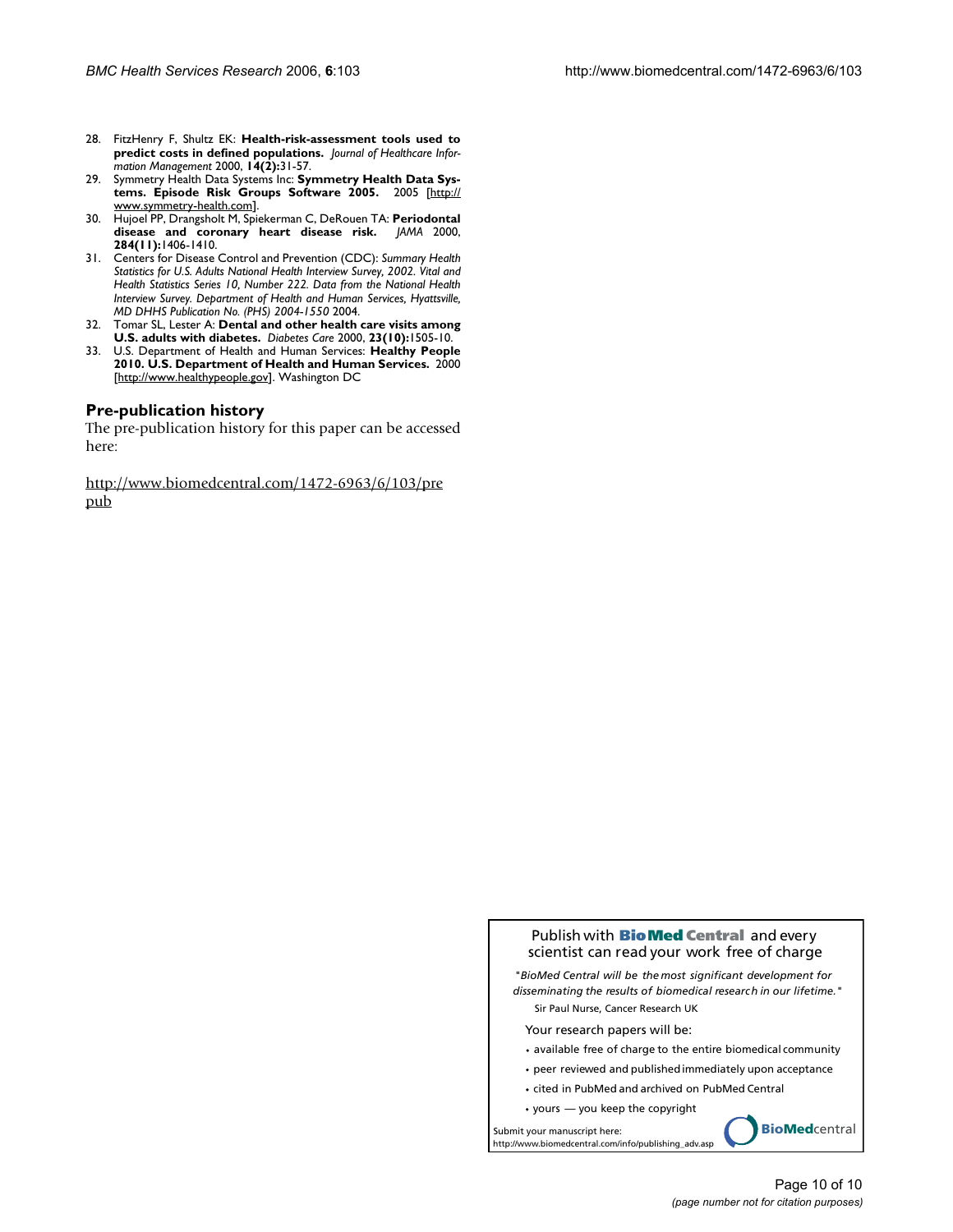28. FitzHenry F, Shultz EK: **Health-risk-assessment tools used to predict costs in defined populations.** *Journal of Healthcare Information Management* 2000, **14(2):**31-57.
29. Symmetry Health Data Systems Inc: **Symmetry Health Data Systems. Episode Risk Groups Software 2005.** 2005 [http://www.symmetry-health.com].
30. Hujoel PP, Drangsholt M, Spiekerman C, DeRouen TA: **Periodontal disease and coronary heart disease risk.** *JAMA* 2000, **284(11):**1406-1410.
31. Centers for Disease Control and Prevention (CDC): *Summary Health Statistics for U.S. Adults National Health Interview Survey, 2002. Vital and Health Statistics Series 10, Number 222. Data from the National Health Interview Survey. Department of Health and Human Services, Hyattsville, MD DHHS Publication No. (PHS) 2004-1550* 2004.
32. Tomar SL, Lester A: **Dental and other health care visits among U.S. adults with diabetes.** *Diabetes Care* 2000, **23(10):**1505-10.
33. U.S. Department of Health and Human Services: **Healthy People 2010. U.S. Department of Health and Human Services.** 2000 [http://www.healthypeople.gov]. Washington DC

## Pre-publication history

The pre-publication history for this paper can be accessed here:

http://www.biomedcentral.com/1472-6963/6/103/prepub

Publish with **BioMed Central** and every scientist can read your work free of charge

*"BioMed Central will be the most significant development for disseminating the results of biomedical research in our lifetime."*

Sir Paul Nurse, Cancer Research UK

Your research papers will be:

- available free of charge to the entire biomedical community
- peer reviewed and published immediately upon acceptance
- cited in PubMed and archived on PubMed Central
- yours — you keep the copyright

Submit your manuscript here:
http://www.biomedcentral.com/info/publishing_adv.asp

BioMedcentral